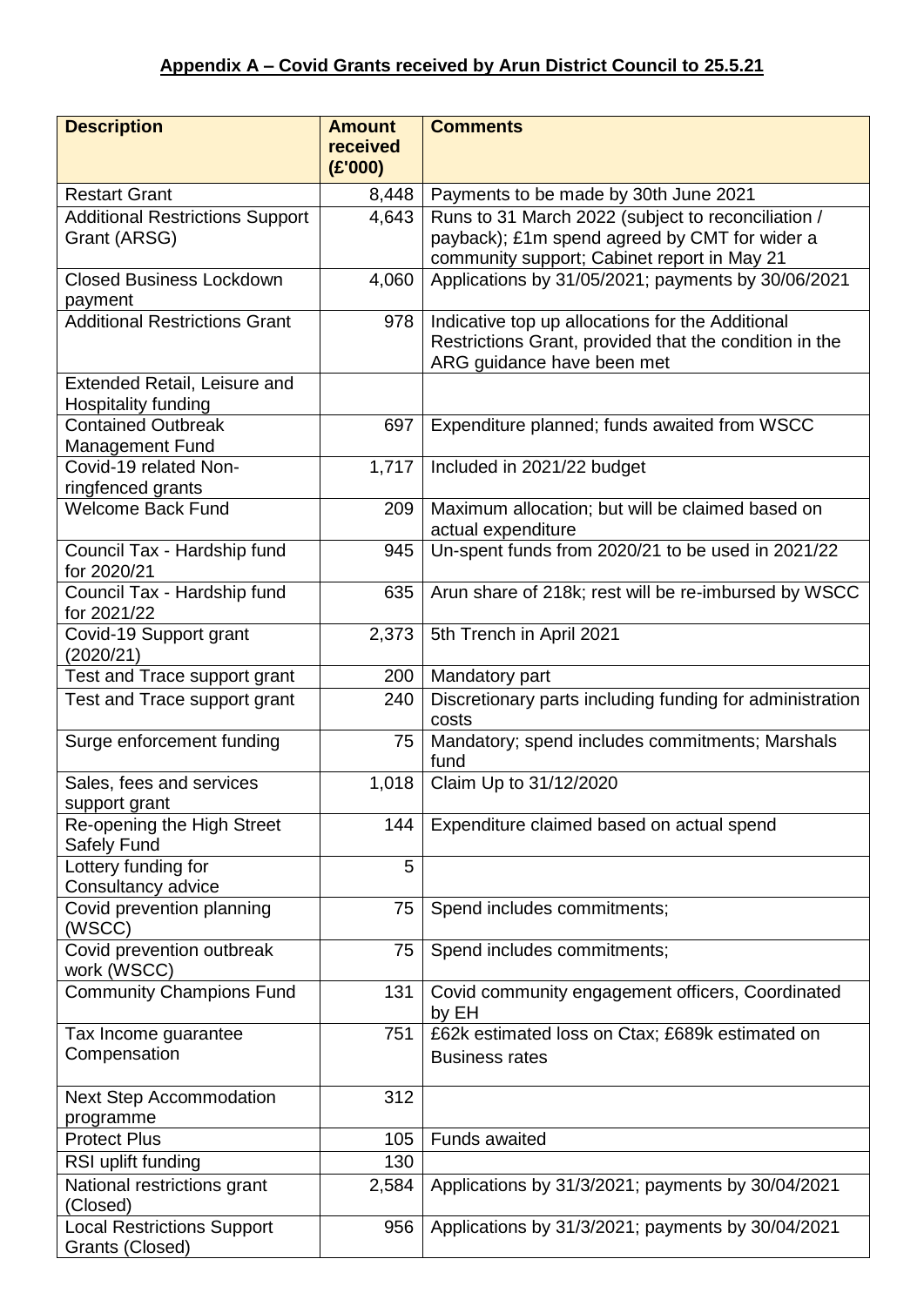**Appendix A – Covid Grants received by Arun District Council to 25.5.21**

| Description | Amount received (£'000) | Comments |
|---|---|---|
| Restart Grant | 8,448 | Payments to be made by 30th June 2021 |
| Additional Restrictions Support Grant (ARSG) | 4,643 | Runs to 31 March 2022 (subject to reconciliation / payback); £1m spend agreed by CMT for wider a community support; Cabinet report in May 21 |
| Closed Business Lockdown payment | 4,060 | Applications by 31/05/2021; payments by 30/06/2021 |
| Additional Restrictions Grant | 978 | Indicative top up allocations for the Additional Restrictions Grant, provided that the condition in the ARG guidance have been met |
| Extended Retail, Leisure and Hospitality funding | | |
| Contained Outbreak Management Fund | 697 | Expenditure planned; funds awaited from WSCC |
| Covid-19 related Non-ringfenced grants | 1,717 | Included in 2021/22 budget |
| Welcome Back Fund | 209 | Maximum allocation; but will be claimed based on actual expenditure |
| Council Tax - Hardship fund for 2020/21 | 945 | Un-spent funds from 2020/21 to be used in 2021/22 |
| Council Tax - Hardship fund for 2021/22 | 635 | Arun share of 218k; rest will be re-imbursed by WSCC |
| Covid-19 Support grant (2020/21) | 2,373 | 5th Trench in April 2021 |
| Test and Trace support grant | 200 | Mandatory part |
| Test and Trace support grant | 240 | Discretionary parts including funding for administration costs |
| Surge enforcement funding | 75 | Mandatory; spend includes commitments; Marshals fund |
| Sales, fees and services support grant | 1,018 | Claim Up to 31/12/2020 |
| Re-opening the High Street Safely Fund | 144 | Expenditure claimed based on actual spend |
| Lottery funding for Consultancy advice | 5 | |
| Covid prevention planning (WSCC) | 75 | Spend includes commitments; |
| Covid prevention outbreak work (WSCC) | 75 | Spend includes commitments; |
| Community Champions Fund | 131 | Covid community engagement officers, Coordinated by EH |
| Tax Income guarantee Compensation | 751 | £62k estimated loss on Ctax; £689k estimated on Business rates |
| Next Step Accommodation programme | 312 | |
| Protect Plus | 105 | Funds awaited |
| RSI uplift funding | 130 | |
| National restrictions grant (Closed) | 2,584 | Applications by 31/3/2021; payments by 30/04/2021 |
| Local Restrictions Support Grants (Closed) | 956 | Applications by 31/3/2021; payments by 30/04/2021 |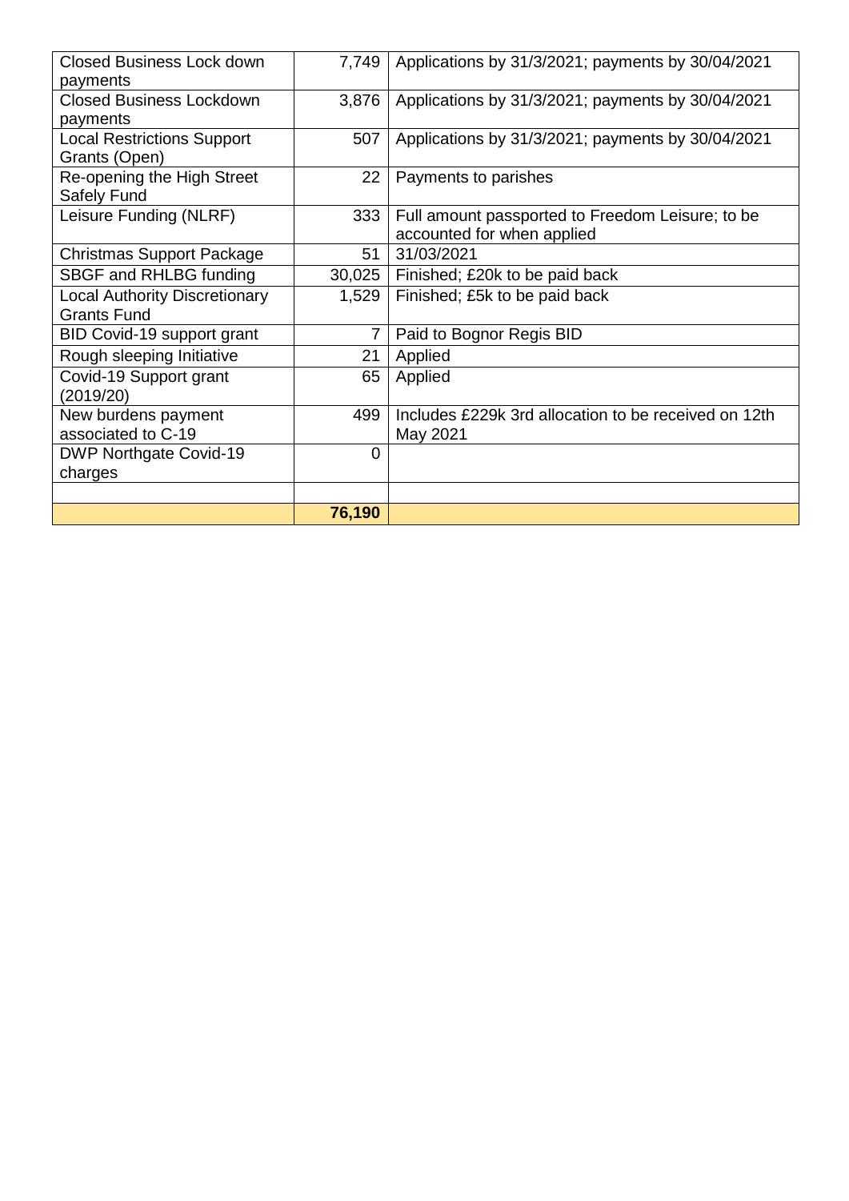| | | |
|---|---|---|
| Closed Business Lock down payments | 7,749 | Applications by 31/3/2021; payments by 30/04/2021 |
| Closed Business Lockdown payments | 3,876 | Applications by 31/3/2021; payments by 30/04/2021 |
| Local Restrictions Support Grants (Open) | 507 | Applications by 31/3/2021; payments by 30/04/2021 |
| Re-opening the High Street Safely Fund | 22 | Payments to parishes |
| Leisure Funding (NLRF) | 333 | Full amount passported to Freedom Leisure; to be accounted for when applied |
| Christmas Support Package | 51 | 31/03/2021 |
| SBGF and RHLBG funding | 30,025 | Finished; £20k to be paid back |
| Local Authority Discretionary Grants Fund | 1,529 | Finished; £5k to be paid back |
| BID Covid-19 support grant | 7 | Paid to Bognor Regis BID |
| Rough sleeping Initiative | 21 | Applied |
| Covid-19 Support grant (2019/20) | 65 | Applied |
| New burdens payment associated to C-19 | 499 | Includes £229k 3rd allocation to be received on 12th May 2021 |
| DWP Northgate Covid-19 charges | 0 | |
| | | |
| | **76,190** | |